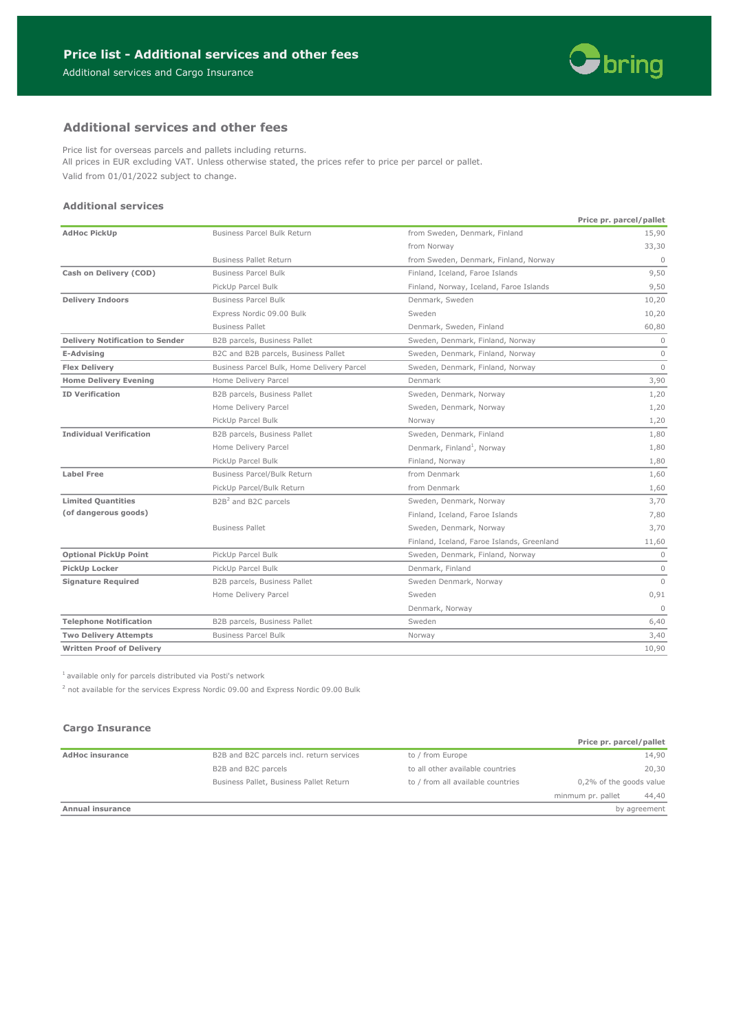# Price list - Additional services and other fees

Additional services and Cargo Insurance

## Additional services and other fees

Price list for overseas parcels and pallets including returns.
All prices in EUR excluding VAT. Unless otherwise stated, the prices refer to price per parcel or pallet.
Valid from 01/01/2022 subject to change.

### Additional services

| | | | Price pr. parcel/pallet |
|---|---|---|---|
| **AdHoc PickUp** | Business Parcel Bulk Return | from Sweden, Denmark, Finland | 15,90 |
| | | from Norway | 33,30 |
| | Business Pallet Return | from Sweden, Denmark, Finland, Norway | 0 |
| **Cash on Delivery (COD)** | Business Parcel Bulk | Finland, Iceland, Faroe Islands | 9,50 |
| | PickUp Parcel Bulk | Finland, Norway, Iceland, Faroe Islands | 9,50 |
| **Delivery Indoors** | Business Parcel Bulk | Denmark, Sweden | 10,20 |
| | Express Nordic 09.00 Bulk | Sweden | 10,20 |
| | Business Pallet | Denmark, Sweden, Finland | 60,80 |
| **Delivery Notification to Sender** | B2B parcels, Business Pallet | Sweden, Denmark, Finland, Norway | 0 |
| **E-Advising** | B2C and B2B parcels, Business Pallet | Sweden, Denmark, Finland, Norway | 0 |
| **Flex Delivery** | Business Parcel Bulk, Home Delivery Parcel | Sweden, Denmark, Finland, Norway | 0 |
| **Home Delivery Evening** | Home Delivery Parcel | Denmark | 3,90 |
| **ID Verification** | B2B parcels, Business Pallet | Sweden, Denmark, Norway | 1,20 |
| | Home Delivery Parcel | Sweden, Denmark, Norway | 1,20 |
| | PickUp Parcel Bulk | Norway | 1,20 |
| **Individual Verification** | B2B parcels, Business Pallet | Sweden, Denmark, Finland | 1,80 |
| | Home Delivery Parcel | Denmark, Finland[1], Norway | 1,80 |
| | PickUp Parcel Bulk | Finland, Norway | 1,80 |
| **Label Free** | Business Parcel/Bulk Return | from Denmark | 1,60 |
| | PickUp Parcel/Bulk Return | from Denmark | 1,60 |
| **Limited Quantities (of dangerous goods)** | B2B[2] and B2C parcels | Sweden, Denmark, Norway | 3,70 |
| | | Finland, Iceland, Faroe Islands | 7,80 |
| | Business Pallet | Sweden, Denmark, Norway | 3,70 |
| | | Finland, Iceland, Faroe Islands, Greenland | 11,60 |
| **Optional PickUp Point** | PickUp Parcel Bulk | Sweden, Denmark, Finland, Norway | 0 |
| **PickUp Locker** | PickUp Parcel Bulk | Denmark, Finland | 0 |
| **Signature Required** | B2B parcels, Business Pallet | Sweden Denmark, Norway | 0 |
| | Home Delivery Parcel | Sweden | 0,91 |
| | | Denmark, Norway | 0 |
| **Telephone Notification** | B2B parcels, Business Pallet | Sweden | 6,40 |
| **Two Delivery Attempts** | Business Parcel Bulk | Norway | 3,40 |
| **Written Proof of Delivery** | | | 10,90 |

[1] available only for parcels distributed via Posti's network

[2] not available for the services Express Nordic 09.00 and Express Nordic 09.00 Bulk

### Cargo Insurance

| | | | Price pr. parcel/pallet |
|---|---|---|---|
| **AdHoc insurance** | B2B and B2C parcels incl. return services | to / from Europe | 14,90 |
| | B2B and B2C parcels | to all other available countries | 20,30 |
| | Business Pallet, Business Pallet Return | to / from all available countries | 0,2% of the goods value |
| | | | minmum pr. pallet 44,40 |
| **Annual insurance** | | | by agreement |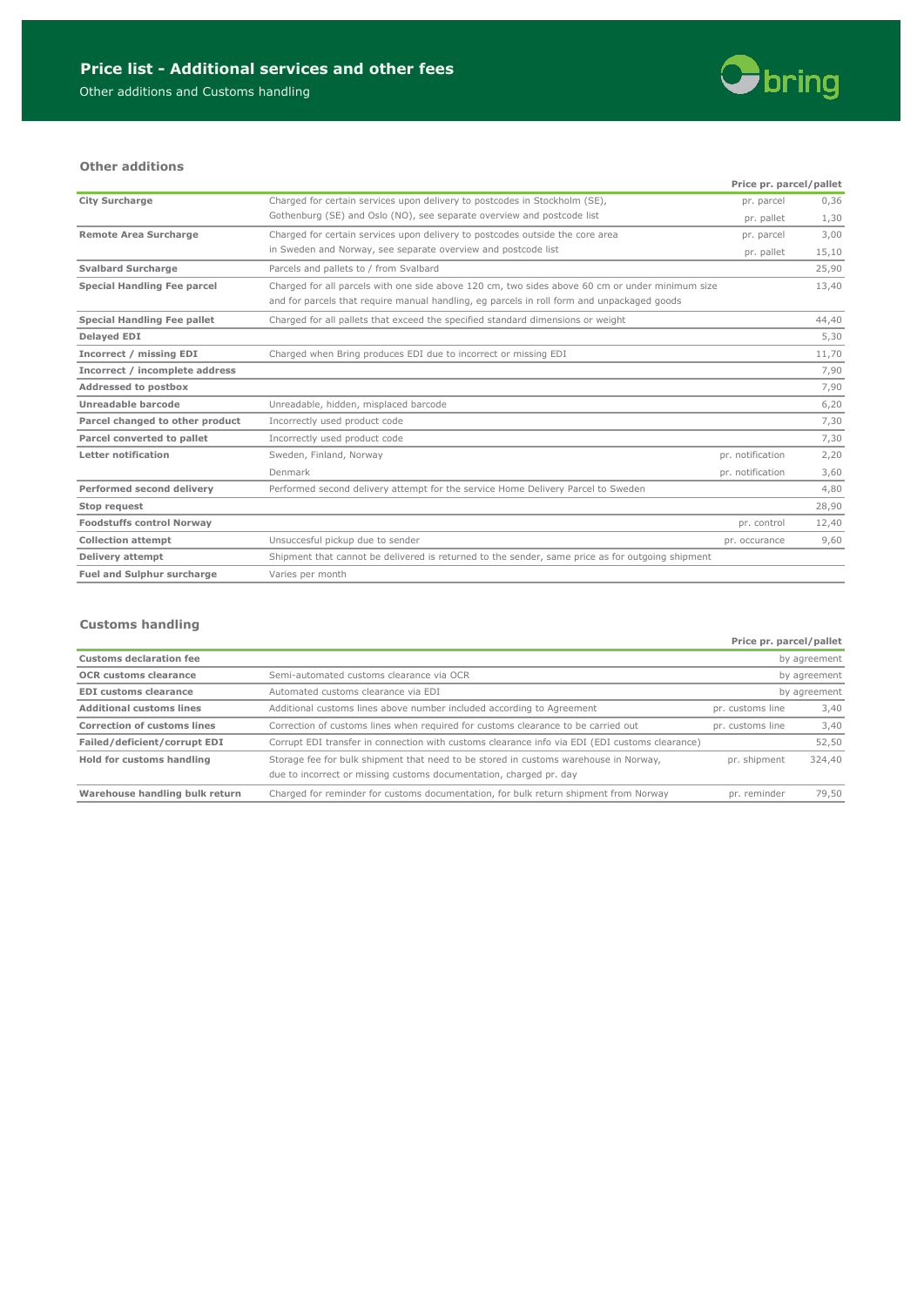# Price list - Additional services and other fees

Other additions and Customs handling

## Other additions

| | | Price pr. parcel/pallet | |
|---|---|---|---|
| **City Surcharge** | Charged for certain services upon delivery to postcodes in Stockholm (SE), Gothenburg (SE) and Oslo (NO), see separate overview and postcode list | pr. parcel | 0,36 |
| | | pr. pallet | 1,30 |
| **Remote Area Surcharge** | Charged for certain services upon delivery to postcodes outside the core area in Sweden and Norway, see separate overview and postcode list | pr. parcel | 3,00 |
| | | pr. pallet | 15,10 |
| **Svalbard Surcharge** | Parcels and pallets to / from Svalbard | | 25,90 |
| **Special Handling Fee parcel** | Charged for all parcels with one side above 120 cm, two sides above 60 cm or under minimum size and for parcels that require manual handling, eg parcels in roll form and unpackaged goods | | 13,40 |
| **Special Handling Fee pallet** | Charged for all pallets that exceed the specified standard dimensions or weight | | 44,40 |
| **Delayed EDI** | | | 5,30 |
| **Incorrect / missing EDI** | Charged when Bring produces EDI due to incorrect or missing EDI | | 11,70 |
| **Incorrect / incomplete address** | | | 7,90 |
| **Addressed to postbox** | | | 7,90 |
| **Unreadable barcode** | Unreadable, hidden, misplaced barcode | | 6,20 |
| **Parcel changed to other product** | Incorrectly used product code | | 7,30 |
| **Parcel converted to pallet** | Incorrectly used product code | | 7,30 |
| **Letter notification** | Sweden, Finland, Norway | pr. notification | 2,20 |
| | Denmark | pr. notification | 3,60 |
| **Performed second delivery** | Performed second delivery attempt for the service Home Delivery Parcel to Sweden | | 4,80 |
| **Stop request** | | | 28,90 |
| **Foodstuffs control Norway** | | pr. control | 12,40 |
| **Collection attempt** | Unsuccesful pickup due to sender | pr. occurance | 9,60 |
| **Delivery attempt** | Shipment that cannot be delivered is returned to the sender, same price as for outgoing shipment | | |
| **Fuel and Sulphur surcharge** | Varies per month | | |

## Customs handling

| | | Price pr. parcel/pallet | |
|---|---|---|---|
| **Customs declaration fee** | | | by agreement |
| **OCR customs clearance** | Semi-automated customs clearance via OCR | | by agreement |
| **EDI customs clearance** | Automated customs clearance via EDI | | by agreement |
| **Additional customs lines** | Additional customs lines above number included according to Agreement | pr. customs line | 3,40 |
| **Correction of customs lines** | Correction of customs lines when required for customs clearance to be carried out | pr. customs line | 3,40 |
| **Failed/deficient/corrupt EDI** | Corrupt EDI transfer in connection with customs clearance info via EDI (EDI customs clearance) | | 52,50 |
| **Hold for customs handling** | Storage fee for bulk shipment that need to be stored in customs warehouse in Norway, due to incorrect or missing customs documentation, charged pr. day | pr. shipment | 324,40 |
| **Warehouse handling bulk return** | Charged for reminder for customs documentation, for bulk return shipment from Norway | pr. reminder | 79,50 |